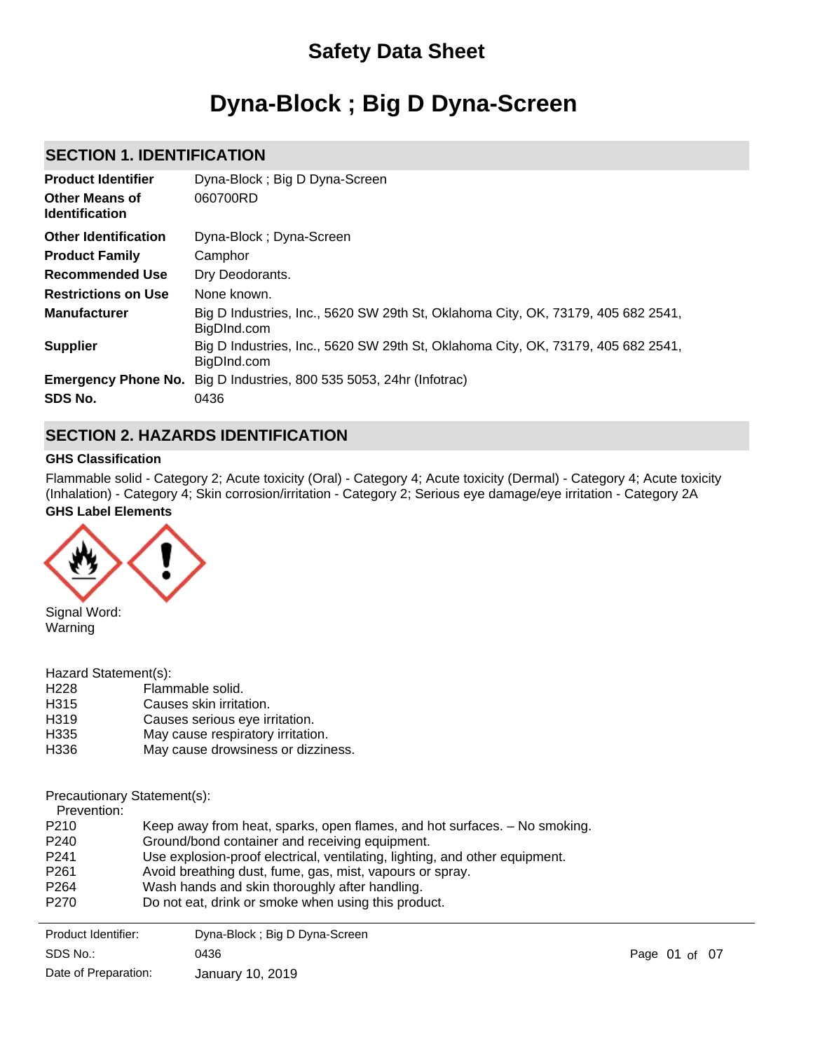# Safety Data Sheet

# Dyna-Block ; Big D Dyna-Screen

## SECTION 1. IDENTIFICATION

| | |
|---|---|
| **Product Identifier** | Dyna-Block ; Big D Dyna-Screen |
| **Other Means of Identification** | 060700RD |
| **Other Identification** | Dyna-Block ; Dyna-Screen |
| **Product Family** | Camphor |
| **Recommended Use** | Dry Deodorants. |
| **Restrictions on Use** | None known. |
| **Manufacturer** | Big D Industries, Inc., 5620 SW 29th St, Oklahoma City, OK, 73179, 405 682 2541, BigDInd.com |
| **Supplier** | Big D Industries, Inc., 5620 SW 29th St, Oklahoma City, OK, 73179, 405 682 2541, BigDInd.com |
| **Emergency Phone No.** | Big D Industries, 800 535 5053, 24hr (Infotrac) |
| **SDS No.** | 0436 |

## SECTION 2. HAZARDS IDENTIFICATION

**GHS Classification**

Flammable solid - Category 2; Acute toxicity (Oral) - Category 4; Acute toxicity (Dermal) - Category 4; Acute toxicity (Inhalation) - Category 4; Skin corrosion/irritation - Category 2; Serious eye damage/eye irritation - Category 2A

**GHS Label Elements**

Signal Word:
Warning

Hazard Statement(s):

| | |
|---|---|
| H228 | Flammable solid. |
| H315 | Causes skin irritation. |
| H319 | Causes serious eye irritation. |
| H335 | May cause respiratory irritation. |
| H336 | May cause drowsiness or dizziness. |

Precautionary Statement(s):

Prevention:

| | |
|---|---|
| P210 | Keep away from heat, sparks, open flames, and hot surfaces. – No smoking. |
| P240 | Ground/bond container and receiving equipment. |
| P241 | Use explosion-proof electrical, ventilating, lighting, and other equipment. |
| P261 | Avoid breathing dust, fume, gas, mist, vapours or spray. |
| P264 | Wash hands and skin thoroughly after handling. |
| P270 | Do not eat, drink or smoke when using this product. |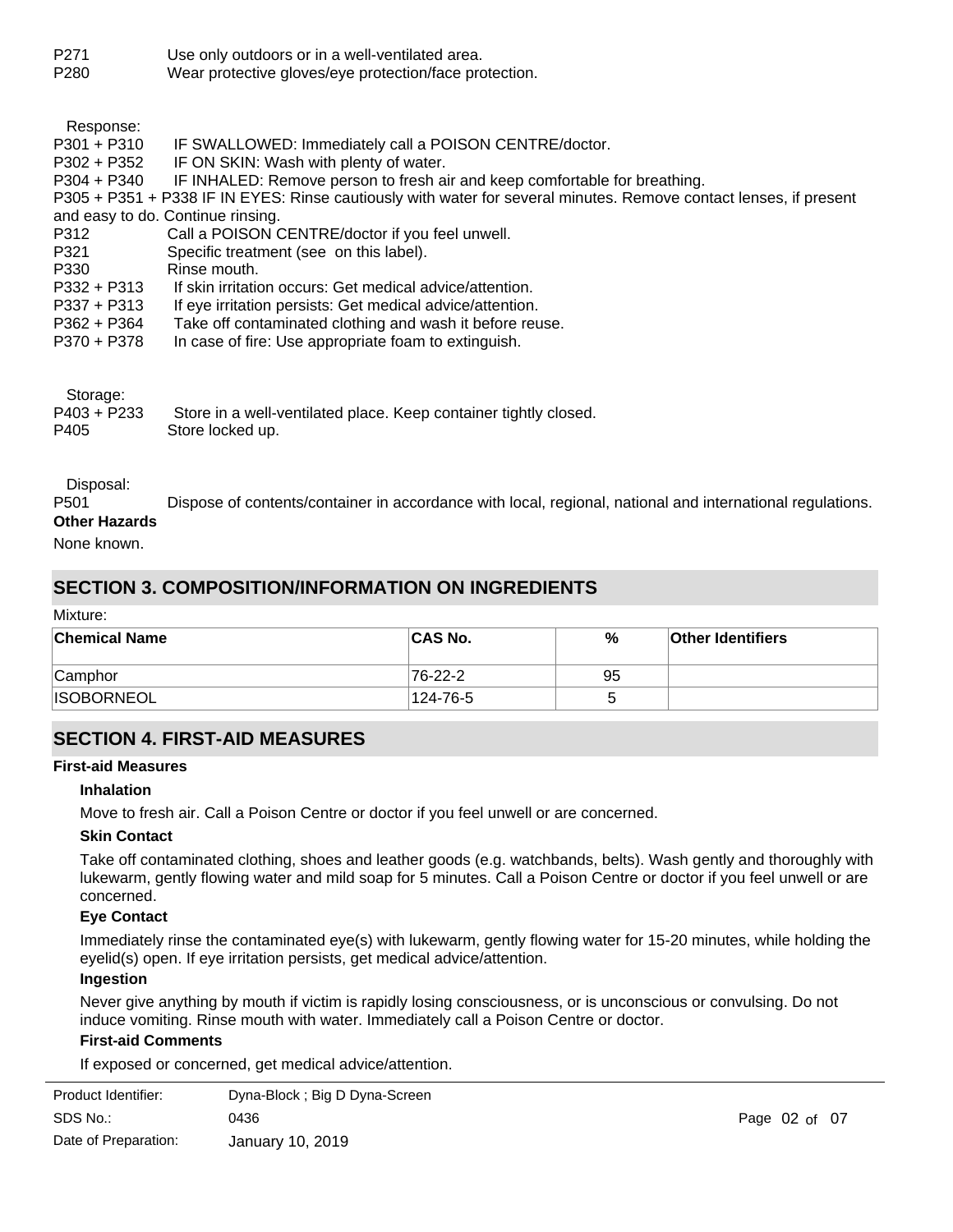P271 Use only outdoors or in a well-ventilated area.
P280 Wear protective gloves/eye protection/face protection.

Response:
P301 + P310 IF SWALLOWED: Immediately call a POISON CENTRE/doctor.
P302 + P352 IF ON SKIN: Wash with plenty of water.
P304 + P340 IF INHALED: Remove person to fresh air and keep comfortable for breathing.
P305 + P351 + P338 IF IN EYES: Rinse cautiously with water for several minutes. Remove contact lenses, if present and easy to do. Continue rinsing.
P312 Call a POISON CENTRE/doctor if you feel unwell.
P321 Specific treatment (see on this label).
P330 Rinse mouth.
P332 + P313 If skin irritation occurs: Get medical advice/attention.
P337 + P313 If eye irritation persists: Get medical advice/attention.
P362 + P364 Take off contaminated clothing and wash it before reuse.
P370 + P378 In case of fire: Use appropriate foam to extinguish.

Storage:
P403 + P233 Store in a well-ventilated place. Keep container tightly closed.
P405 Store locked up.

Disposal:
P501 Dispose of contents/container in accordance with local, regional, national and international regulations.

**Other Hazards**

None known.

## SECTION 3. COMPOSITION/INFORMATION ON INGREDIENTS

Mixture:

| Chemical Name | CAS No. | % | Other Identifiers |
| --- | --- | --- | --- |
| Camphor | 76-22-2 | 95 | |
| ISOBORNEOL | 124-76-5 | 5 | |

## SECTION 4. FIRST-AID MEASURES

**First-aid Measures**

**Inhalation**

Move to fresh air. Call a Poison Centre or doctor if you feel unwell or are concerned.

**Skin Contact**

Take off contaminated clothing, shoes and leather goods (e.g. watchbands, belts). Wash gently and thoroughly with lukewarm, gently flowing water and mild soap for 5 minutes. Call a Poison Centre or doctor if you feel unwell or are concerned.

**Eye Contact**

Immediately rinse the contaminated eye(s) with lukewarm, gently flowing water for 15-20 minutes, while holding the eyelid(s) open. If eye irritation persists, get medical advice/attention.

**Ingestion**

Never give anything by mouth if victim is rapidly losing consciousness, or is unconscious or convulsing. Do not induce vomiting. Rinse mouth with water. Immediately call a Poison Centre or doctor.

**First-aid Comments**

If exposed or concerned, get medical advice/attention.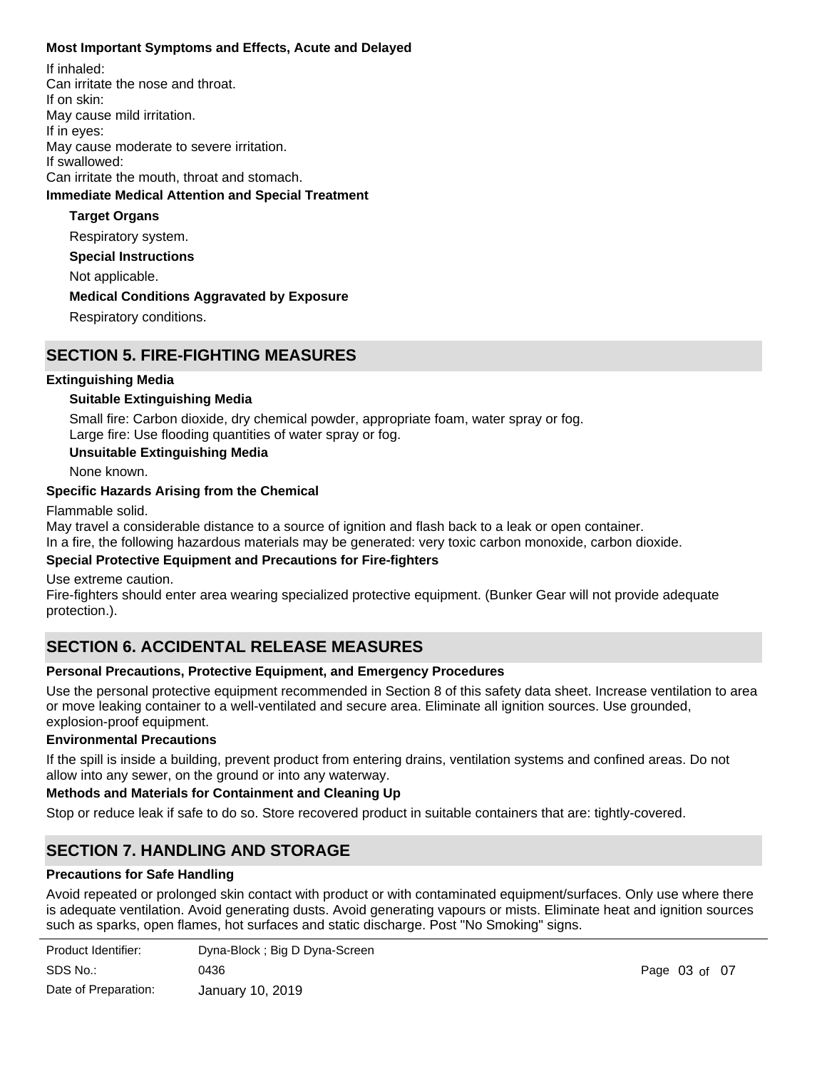**Most Important Symptoms and Effects, Acute and Delayed**

If inhaled:
Can irritate the nose and throat.
If on skin:
May cause mild irritation.
If in eyes:
May cause moderate to severe irritation.
If swallowed:
Can irritate the mouth, throat and stomach.

**Immediate Medical Attention and Special Treatment**

**Target Organs**

Respiratory system.

**Special Instructions**

Not applicable.

**Medical Conditions Aggravated by Exposure**

Respiratory conditions.

## SECTION 5. FIRE-FIGHTING MEASURES

**Extinguishing Media**

**Suitable Extinguishing Media**

Small fire: Carbon dioxide, dry chemical powder, appropriate foam, water spray or fog.
Large fire: Use flooding quantities of water spray or fog.

**Unsuitable Extinguishing Media**

None known.

**Specific Hazards Arising from the Chemical**

Flammable solid.
May travel a considerable distance to a source of ignition and flash back to a leak or open container.
In a fire, the following hazardous materials may be generated: very toxic carbon monoxide, carbon dioxide.

**Special Protective Equipment and Precautions for Fire-fighters**

Use extreme caution.
Fire-fighters should enter area wearing specialized protective equipment. (Bunker Gear will not provide adequate protection.).

## SECTION 6. ACCIDENTAL RELEASE MEASURES

**Personal Precautions, Protective Equipment, and Emergency Procedures**

Use the personal protective equipment recommended in Section 8 of this safety data sheet. Increase ventilation to area or move leaking container to a well-ventilated and secure area. Eliminate all ignition sources. Use grounded, explosion-proof equipment.

**Environmental Precautions**

If the spill is inside a building, prevent product from entering drains, ventilation systems and confined areas. Do not allow into any sewer, on the ground or into any waterway.

**Methods and Materials for Containment and Cleaning Up**

Stop or reduce leak if safe to do so. Store recovered product in suitable containers that are: tightly-covered.

## SECTION 7. HANDLING AND STORAGE

**Precautions for Safe Handling**

Avoid repeated or prolonged skin contact with product or with contaminated equipment/surfaces. Only use where there is adequate ventilation. Avoid generating dusts. Avoid generating vapours or mists. Eliminate heat and ignition sources such as sparks, open flames, hot surfaces and static discharge. Post "No Smoking" signs.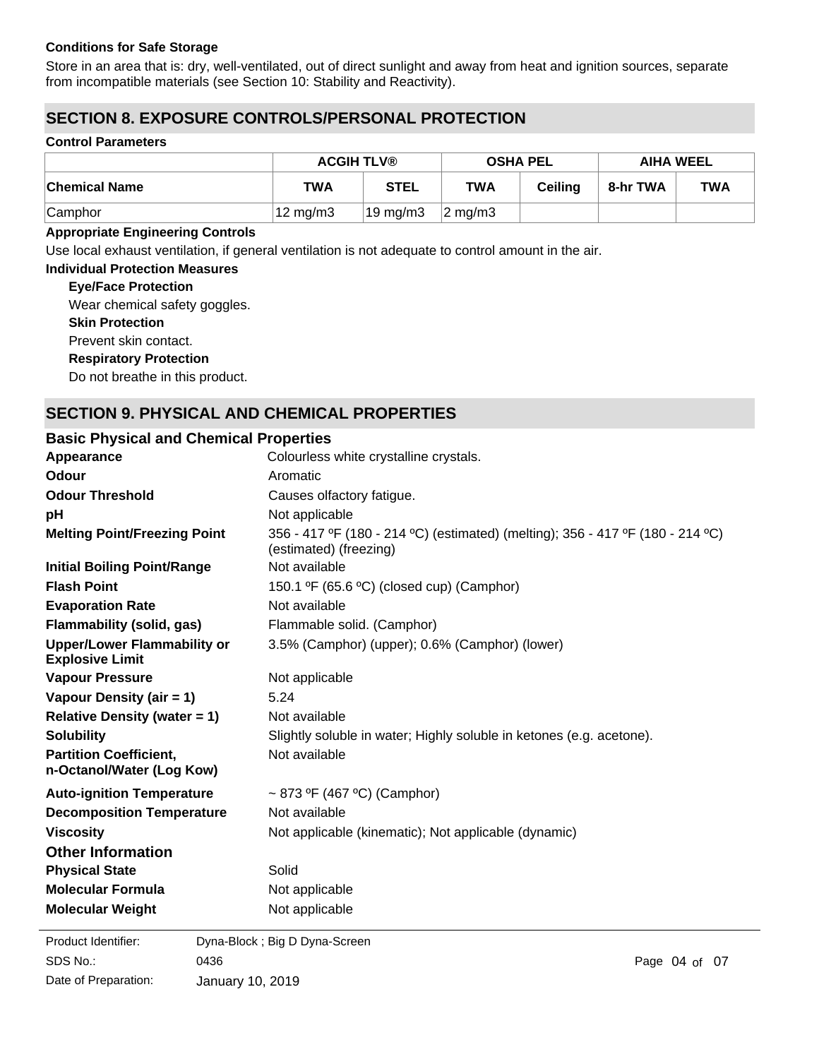**Conditions for Safe Storage**

Store in an area that is: dry, well-ventilated, out of direct sunlight and away from heat and ignition sources, separate from incompatible materials (see Section 10: Stability and Reactivity).

## SECTION 8. EXPOSURE CONTROLS/PERSONAL PROTECTION

**Control Parameters**

| | ACGIH TLV® | | OSHA PEL | | AIHA WEEL | |
|---|---|---|---|---|---|---|
| **Chemical Name** | **TWA** | **STEL** | **TWA** | **Ceiling** | **8-hr TWA** | **TWA** |
| Camphor | 12 mg/m3 | 19 mg/m3 | 2 mg/m3 | | | |

**Appropriate Engineering Controls**

Use local exhaust ventilation, if general ventilation is not adequate to control amount in the air.

**Individual Protection Measures**

**Eye/Face Protection**

Wear chemical safety goggles.

**Skin Protection**

Prevent skin contact.

**Respiratory Protection**

Do not breathe in this product.

## SECTION 9. PHYSICAL AND CHEMICAL PROPERTIES

### Basic Physical and Chemical Properties

| | |
|---|---|
| **Appearance** | Colourless white crystalline crystals. |
| **Odour** | Aromatic |
| **Odour Threshold** | Causes olfactory fatigue. |
| **pH** | Not applicable |
| **Melting Point/Freezing Point** | 356 - 417 ºF (180 - 214 ºC) (estimated) (melting); 356 - 417 ºF (180 - 214 ºC) (estimated) (freezing) |
| **Initial Boiling Point/Range** | Not available |
| **Flash Point** | 150.1 ºF (65.6 ºC) (closed cup) (Camphor) |
| **Evaporation Rate** | Not available |
| **Flammability (solid, gas)** | Flammable solid. (Camphor) |
| **Upper/Lower Flammability or Explosive Limit** | 3.5% (Camphor) (upper); 0.6% (Camphor) (lower) |
| **Vapour Pressure** | Not applicable |
| **Vapour Density (air = 1)** | 5.24 |
| **Relative Density (water = 1)** | Not available |
| **Solubility** | Slightly soluble in water; Highly soluble in ketones (e.g. acetone). |
| **Partition Coefficient, n-Octanol/Water (Log Kow)** | Not available |
| **Auto-ignition Temperature** | ~ 873 ºF (467 ºC) (Camphor) |
| **Decomposition Temperature** | Not available |
| **Viscosity** | Not applicable (kinematic); Not applicable (dynamic) |

### Other Information

| | |
|---|---|
| **Physical State** | Solid |
| **Molecular Formula** | Not applicable |
| **Molecular Weight** | Not applicable |

Product Identifier: Dyna-Block ; Big D Dyna-Screen
SDS No.: 0436
Date of Preparation: January 10, 2019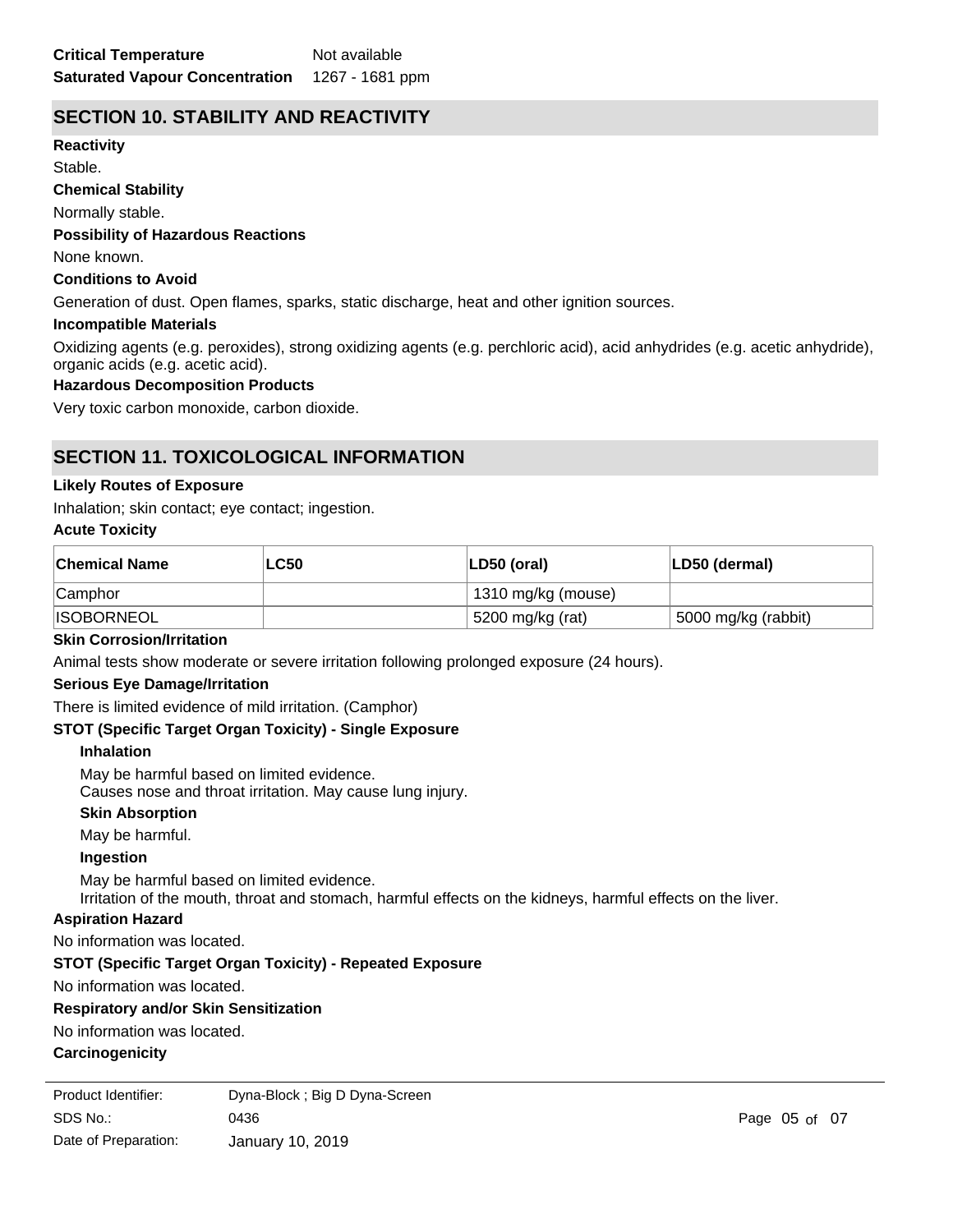**Critical Temperature** Not available
**Saturated Vapour Concentration** 1267 - 1681 ppm

## SECTION 10. STABILITY AND REACTIVITY

**Reactivity**

Stable.

**Chemical Stability**

Normally stable.

**Possibility of Hazardous Reactions**

None known.

**Conditions to Avoid**

Generation of dust. Open flames, sparks, static discharge, heat and other ignition sources.

**Incompatible Materials**

Oxidizing agents (e.g. peroxides), strong oxidizing agents (e.g. perchloric acid), acid anhydrides (e.g. acetic anhydride), organic acids (e.g. acetic acid).

**Hazardous Decomposition Products**

Very toxic carbon monoxide, carbon dioxide.

## SECTION 11. TOXICOLOGICAL INFORMATION

**Likely Routes of Exposure**

Inhalation; skin contact; eye contact; ingestion.

**Acute Toxicity**

| Chemical Name | LC50 | LD50 (oral) | LD50 (dermal) |
|---|---|---|---|
| Camphor | | 1310 mg/kg (mouse) | |
| ISOBORNEOL | | 5200 mg/kg (rat) | 5000 mg/kg (rabbit) |

**Skin Corrosion/Irritation**

Animal tests show moderate or severe irritation following prolonged exposure (24 hours).

**Serious Eye Damage/Irritation**

There is limited evidence of mild irritation. (Camphor)

**STOT (Specific Target Organ Toxicity) - Single Exposure**

**Inhalation**

May be harmful based on limited evidence.
Causes nose and throat irritation. May cause lung injury.

**Skin Absorption**

May be harmful.

**Ingestion**

May be harmful based on limited evidence.
Irritation of the mouth, throat and stomach, harmful effects on the kidneys, harmful effects on the liver.

**Aspiration Hazard**

No information was located.

**STOT (Specific Target Organ Toxicity) - Repeated Exposure**

No information was located.

**Respiratory and/or Skin Sensitization**

No information was located.

**Carcinogenicity**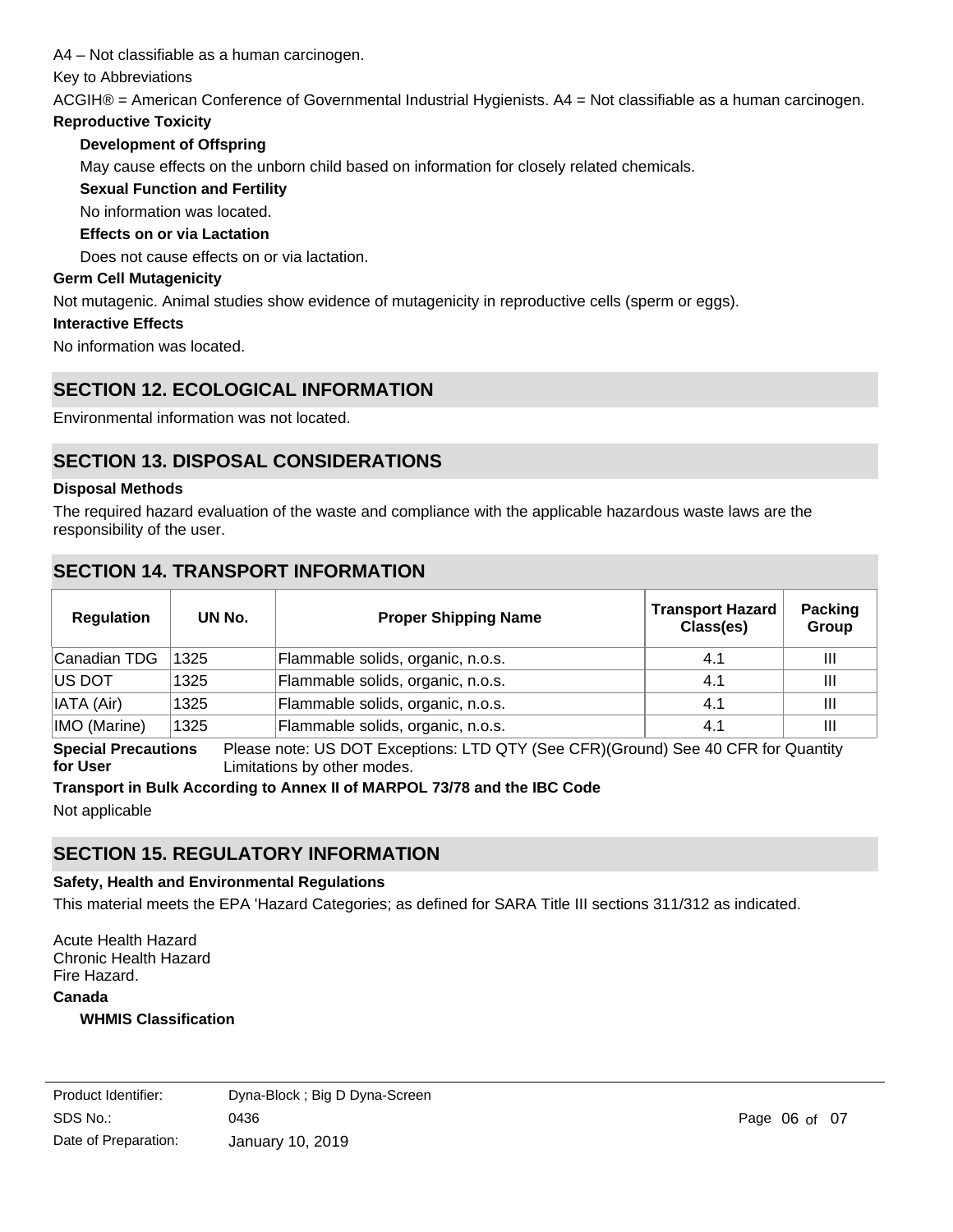A4 – Not classifiable as a human carcinogen.

Key to Abbreviations

ACGIH® = American Conference of Governmental Industrial Hygienists. A4 = Not classifiable as a human carcinogen.

**Reproductive Toxicity**

**Development of Offspring**

May cause effects on the unborn child based on information for closely related chemicals.

**Sexual Function and Fertility**

No information was located.

**Effects on or via Lactation**

Does not cause effects on or via lactation.

**Germ Cell Mutagenicity**

Not mutagenic. Animal studies show evidence of mutagenicity in reproductive cells (sperm or eggs).

**Interactive Effects**

No information was located.

## SECTION 12. ECOLOGICAL INFORMATION

Environmental information was not located.

## SECTION 13. DISPOSAL CONSIDERATIONS

**Disposal Methods**

The required hazard evaluation of the waste and compliance with the applicable hazardous waste laws are the responsibility of the user.

## SECTION 14. TRANSPORT INFORMATION

| Regulation | UN No. | Proper Shipping Name | Transport Hazard Class(es) | Packing Group |
|---|---|---|---|---|
| Canadian TDG | 1325 | Flammable solids, organic, n.o.s. | 4.1 | III |
| US DOT | 1325 | Flammable solids, organic, n.o.s. | 4.1 | III |
| IATA (Air) | 1325 | Flammable solids, organic, n.o.s. | 4.1 | III |
| IMO (Marine) | 1325 | Flammable solids, organic, n.o.s. | 4.1 | III |

**Special Precautions for User** Please note: US DOT Exceptions: LTD QTY (See CFR)(Ground) See 40 CFR for Quantity Limitations by other modes.

**Transport in Bulk According to Annex II of MARPOL 73/78 and the IBC Code**

Not applicable

## SECTION 15. REGULATORY INFORMATION

**Safety, Health and Environmental Regulations**

This material meets the EPA 'Hazard Categories; as defined for SARA Title III sections 311/312 as indicated.

Acute Health Hazard
Chronic Health Hazard
Fire Hazard.

**Canada**

**WHMIS Classification**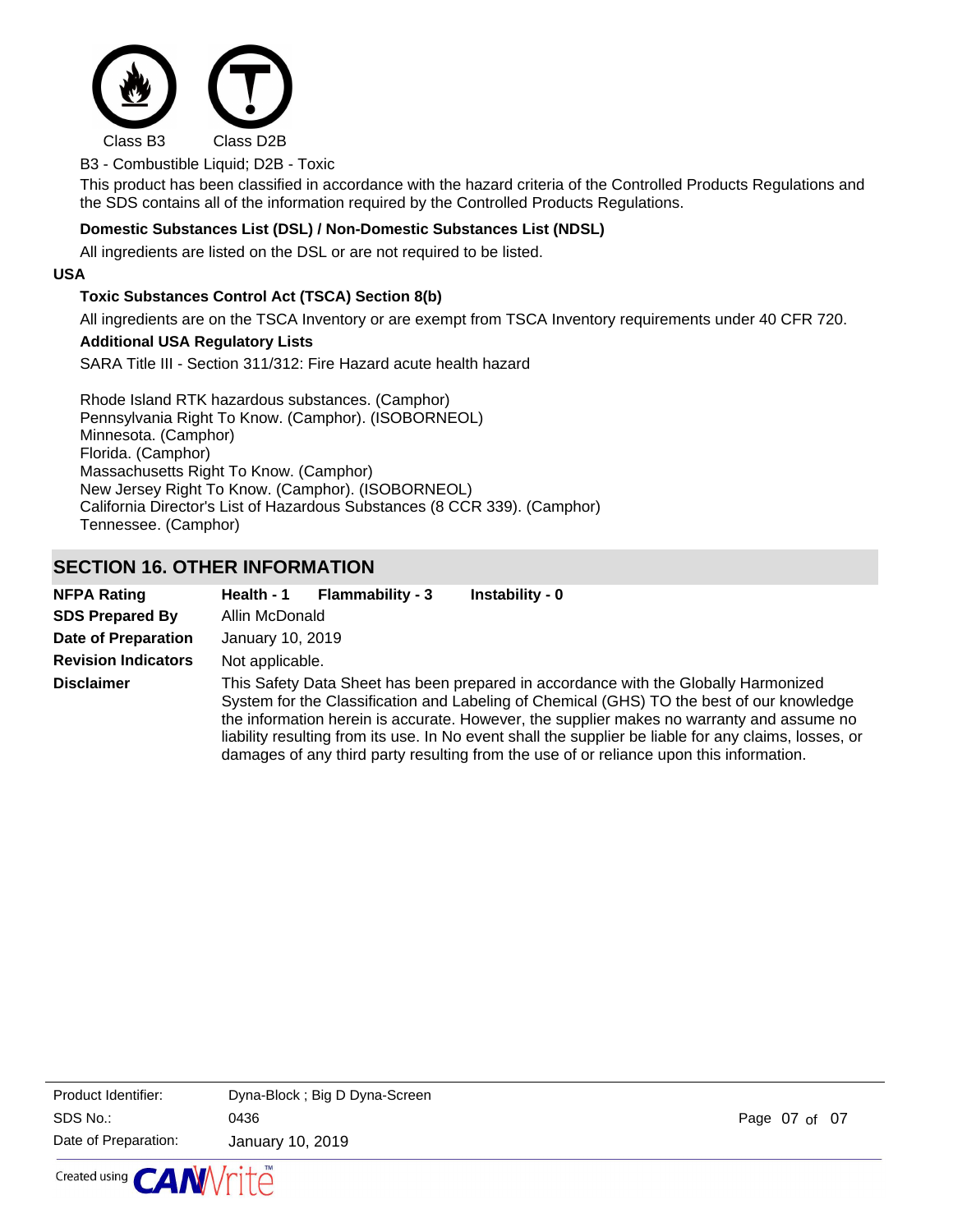Class B3 Class D2B

B3 - Combustible Liquid; D2B - Toxic

This product has been classified in accordance with the hazard criteria of the Controlled Products Regulations and the SDS contains all of the information required by the Controlled Products Regulations.

**Domestic Substances List (DSL) / Non-Domestic Substances List (NDSL)**

All ingredients are listed on the DSL or are not required to be listed.

**USA**

**Toxic Substances Control Act (TSCA) Section 8(b)**

All ingredients are on the TSCA Inventory or are exempt from TSCA Inventory requirements under 40 CFR 720.

**Additional USA Regulatory Lists**

SARA Title III - Section 311/312: Fire Hazard acute health hazard

Rhode Island RTK hazardous substances. (Camphor)
Pennsylvania Right To Know. (Camphor). (ISOBORNEOL)
Minnesota. (Camphor)
Florida. (Camphor)
Massachusetts Right To Know. (Camphor)
New Jersey Right To Know. (Camphor). (ISOBORNEOL)
California Director's List of Hazardous Substances (8 CCR 339). (Camphor)
Tennessee. (Camphor)

## SECTION 16. OTHER INFORMATION

| | |
|---|---|
| **NFPA Rating** | **Health - 1** **Flammability - 3** **Instability - 0** |
| **SDS Prepared By** | Allin McDonald |
| **Date of Preparation** | January 10, 2019 |
| **Revision Indicators** | Not applicable. |
| **Disclaimer** | This Safety Data Sheet has been prepared in accordance with the Globally Harmonized System for the Classification and Labeling of Chemical (GHS) TO the best of our knowledge the information herein is accurate. However, the supplier makes no warranty and assume no liability resulting from its use. In No event shall the supplier be liable for any claims, losses, or damages of any third party resulting from the use of or reliance upon this information. |